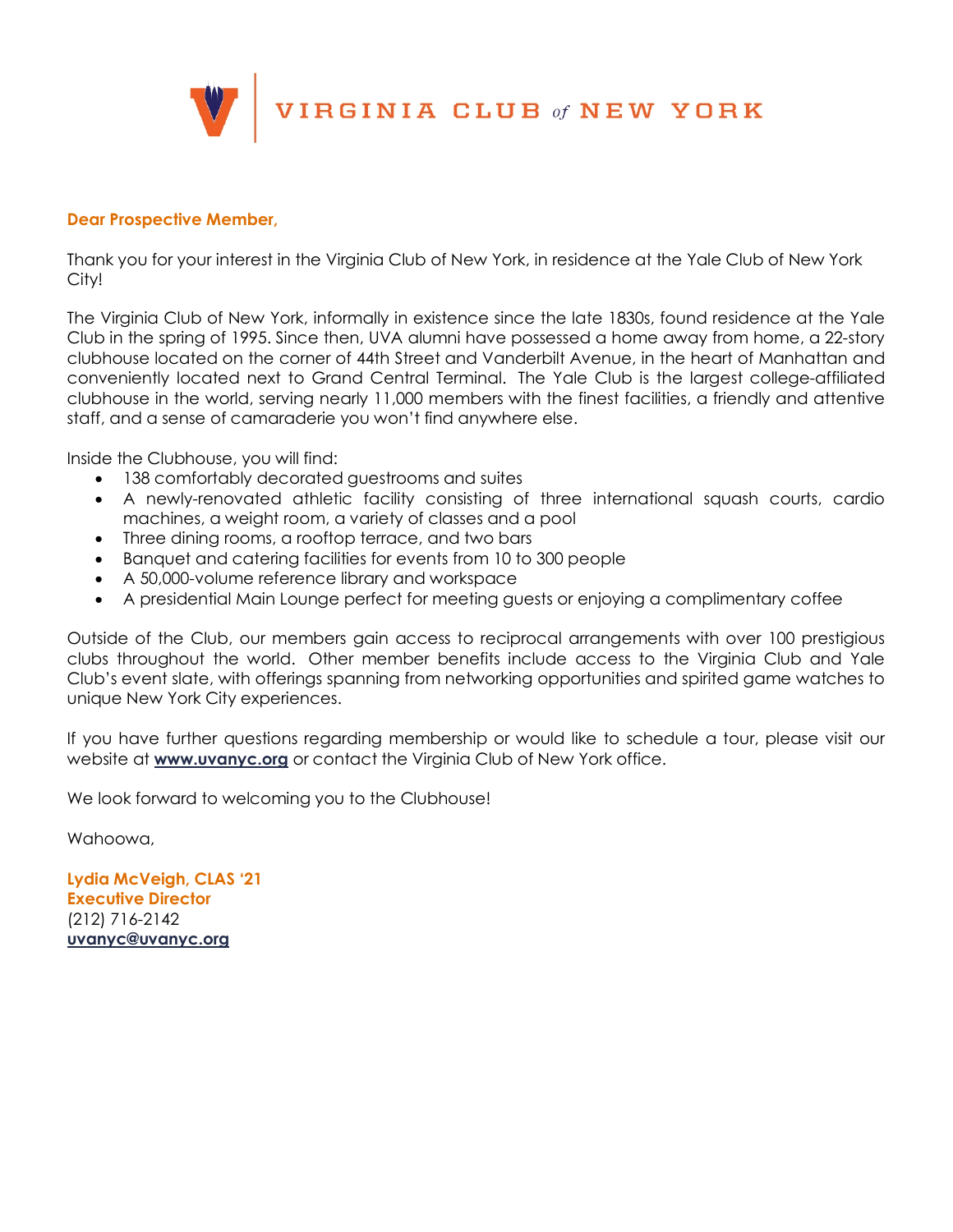# VIRGINIA CLUB *of* NEW YORK

**Dear Prospective Member,**

Thank you for your interest in the Virginia Club of New York, in residence at the Yale Club of New York City!

The Virginia Club of New York, informally in existence since the late 1830s, found residence at the Yale Club in the spring of 1995. Since then, UVA alumni have possessed a home away from home, a 22-story clubhouse located on the corner of 44th Street and Vanderbilt Avenue, in the heart of Manhattan and conveniently located next to Grand Central Terminal. The Yale Club is the largest college-affiliated clubhouse in the world, serving nearly 11,000 members with the finest facilities, a friendly and attentive staff, and a sense of camaraderie you won't find anywhere else.

Inside the Clubhouse, you will find:

- 138 comfortably decorated guestrooms and suites
- A newly-renovated athletic facility consisting of three international squash courts, cardio machines, a weight room, a variety of classes and a pool
- Three dining rooms, a rooftop terrace, and two bars
- Banquet and catering facilities for events from 10 to 300 people
- A 50,000-volume reference library and workspace
- A presidential Main Lounge perfect for meeting guests or enjoying a complimentary coffee

Outside of the Club, our members gain access to reciprocal arrangements with over 100 prestigious clubs throughout the world. Other member benefits include access to the Virginia Club and Yale Club's event slate, with offerings spanning from networking opportunities and spirited game watches to unique New York City experiences.

If you have further questions regarding membership or would like to schedule a tour, please visit our website at **www.uvanyc.org** or contact the Virginia Club of New York office.

We look forward to welcoming you to the Clubhouse!

Wahoowa,

**Lydia McVeigh, CLAS '21**
**Executive Director**
(212) 716-2142
**uvanyc@uvanyc.org**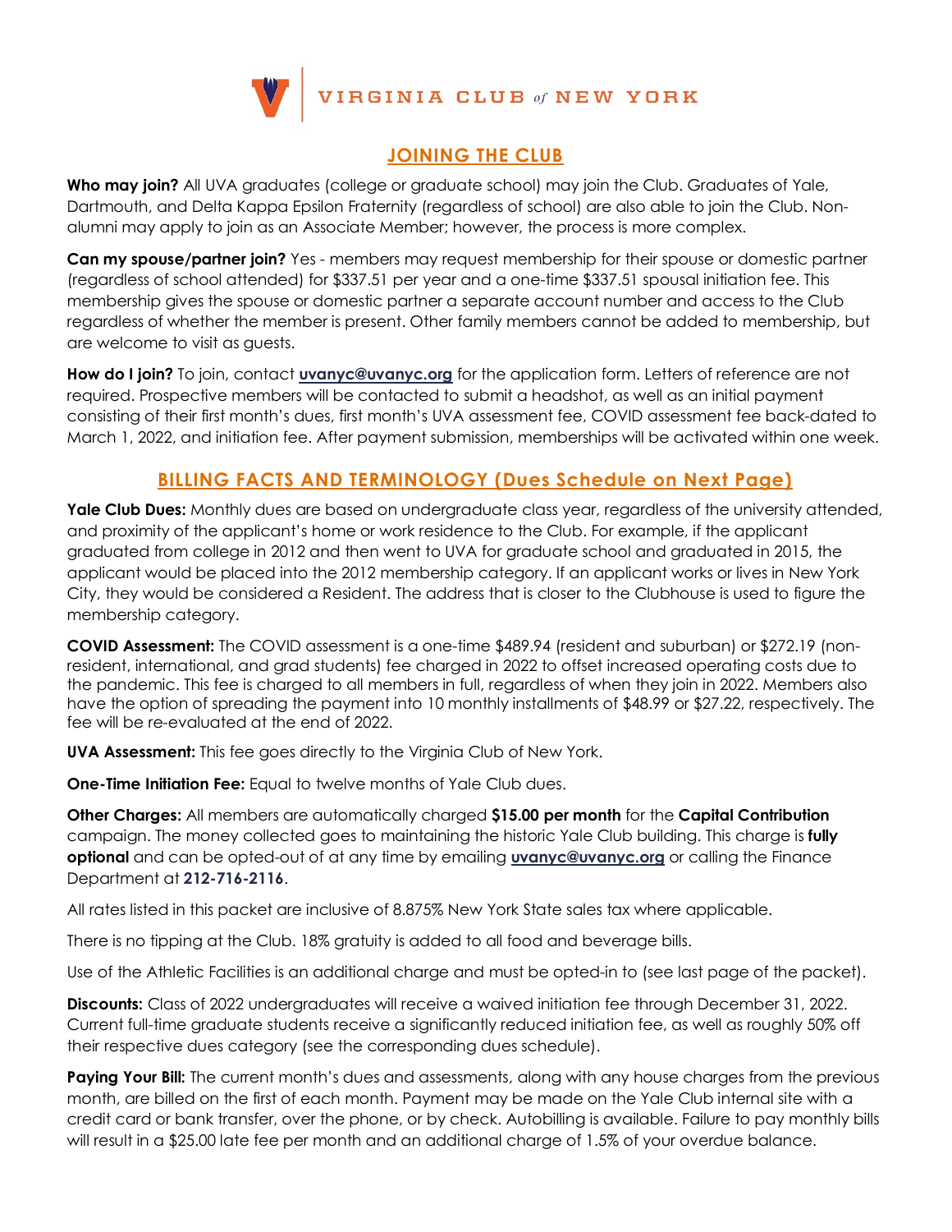VIRGINIA CLUB of NEW YORK

## JOINING THE CLUB

**Who may join?** All UVA graduates (college or graduate school) may join the Club. Graduates of Yale, Dartmouth, and Delta Kappa Epsilon Fraternity (regardless of school) are also able to join the Club. Non-alumni may apply to join as an Associate Member; however, the process is more complex.

**Can my spouse/partner join?** Yes - members may request membership for their spouse or domestic partner (regardless of school attended) for $337.51 per year and a one-time $337.51 spousal initiation fee. This membership gives the spouse or domestic partner a separate account number and access to the Club regardless of whether the member is present. Other family members cannot be added to membership, but are welcome to visit as guests.

**How do I join?** To join, contact **uvanyc@uvanyc.org** for the application form. Letters of reference are not required. Prospective members will be contacted to submit a headshot, as well as an initial payment consisting of their first month's dues, first month's UVA assessment fee, COVID assessment fee back-dated to March 1, 2022, and initiation fee. After payment submission, memberships will be activated within one week.

## BILLING FACTS AND TERMINOLOGY (Dues Schedule on Next Page)

**Yale Club Dues:** Monthly dues are based on undergraduate class year, regardless of the university attended, and proximity of the applicant's home or work residence to the Club. For example, if the applicant graduated from college in 2012 and then went to UVA for graduate school and graduated in 2015, the applicant would be placed into the 2012 membership category. If an applicant works or lives in New York City, they would be considered a Resident. The address that is closer to the Clubhouse is used to figure the membership category.

**COVID Assessment:** The COVID assessment is a one-time $489.94 (resident and suburban) or $272.19 (non-resident, international, and grad students) fee charged in 2022 to offset increased operating costs due to the pandemic. This fee is charged to all members in full, regardless of when they join in 2022. Members also have the option of spreading the payment into 10 monthly installments of $48.99 or $27.22, respectively. The fee will be re-evaluated at the end of 2022.

**UVA Assessment:** This fee goes directly to the Virginia Club of New York.

**One-Time Initiation Fee:** Equal to twelve months of Yale Club dues.

**Other Charges:** All members are automatically charged **$15.00 per month** for the **Capital Contribution** campaign. The money collected goes to maintaining the historic Yale Club building. This charge is **fully optional** and can be opted-out of at any time by emailing **uvanyc@uvanyc.org** or calling the Finance Department at **212-716-2116**.

All rates listed in this packet are inclusive of 8.875% New York State sales tax where applicable.

There is no tipping at the Club. 18% gratuity is added to all food and beverage bills.

Use of the Athletic Facilities is an additional charge and must be opted-in to (see last page of the packet).

**Discounts:** Class of 2022 undergraduates will receive a waived initiation fee through December 31, 2022. Current full-time graduate students receive a significantly reduced initiation fee, as well as roughly 50% off their respective dues category (see the corresponding dues schedule).

**Paying Your Bill:** The current month's dues and assessments, along with any house charges from the previous month, are billed on the first of each month. Payment may be made on the Yale Club internal site with a credit card or bank transfer, over the phone, or by check. Autobilling is available. Failure to pay monthly bills will result in a $25.00 late fee per month and an additional charge of 1.5% of your overdue balance.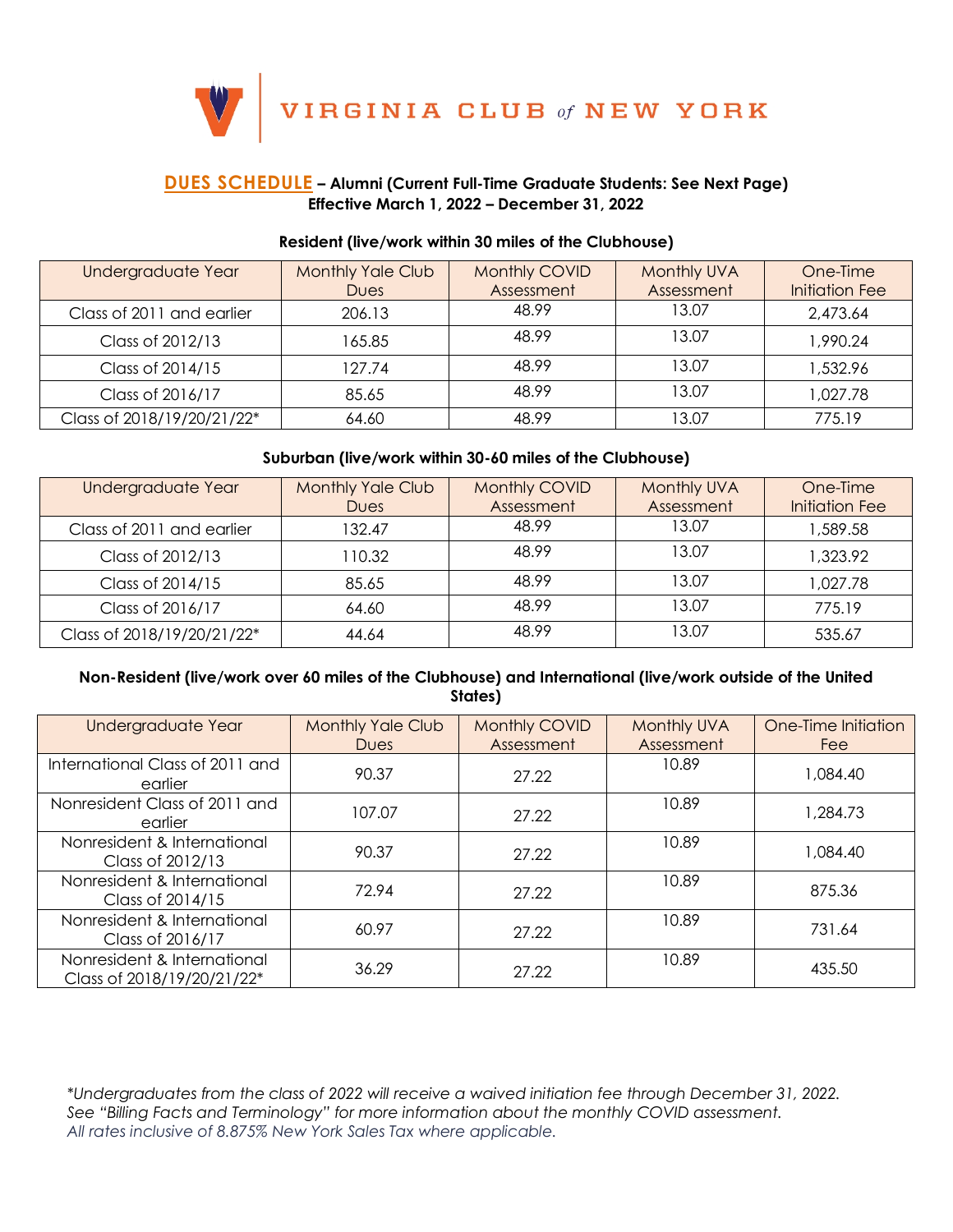# VIRGINIA CLUB of NEW YORK

## DUES SCHEDULE – Alumni (Current Full-Time Graduate Students: See Next Page)

**Effective March 1, 2022 – December 31, 2022**

### Resident (live/work within 30 miles of the Clubhouse)

| Undergraduate Year | Monthly Yale Club Dues | Monthly COVID Assessment | Monthly UVA Assessment | One-Time Initiation Fee |
|---|---|---|---|---|
| Class of 2011 and earlier | 206.13 | 48.99 | 13.07 | 2,473.64 |
| Class of 2012/13 | 165.85 | 48.99 | 13.07 | 1,990.24 |
| Class of 2014/15 | 127.74 | 48.99 | 13.07 | 1,532.96 |
| Class of 2016/17 | 85.65 | 48.99 | 13.07 | 1,027.78 |
| Class of 2018/19/20/21/22* | 64.60 | 48.99 | 13.07 | 775.19 |

### Suburban (live/work within 30-60 miles of the Clubhouse)

| Undergraduate Year | Monthly Yale Club Dues | Monthly COVID Assessment | Monthly UVA Assessment | One-Time Initiation Fee |
|---|---|---|---|---|
| Class of 2011 and earlier | 132.47 | 48.99 | 13.07 | 1,589.58 |
| Class of 2012/13 | 110.32 | 48.99 | 13.07 | 1,323.92 |
| Class of 2014/15 | 85.65 | 48.99 | 13.07 | 1,027.78 |
| Class of 2016/17 | 64.60 | 48.99 | 13.07 | 775.19 |
| Class of 2018/19/20/21/22* | 44.64 | 48.99 | 13.07 | 535.67 |

### Non-Resident (live/work over 60 miles of the Clubhouse) and International (live/work outside of the United States)

| Undergraduate Year | Monthly Yale Club Dues | Monthly COVID Assessment | Monthly UVA Assessment | One-Time Initiation Fee |
|---|---|---|---|---|
| International Class of 2011 and earlier | 90.37 | 27.22 | 10.89 | 1,084.40 |
| Nonresident Class of 2011 and earlier | 107.07 | 27.22 | 10.89 | 1,284.73 |
| Nonresident & International Class of 2012/13 | 90.37 | 27.22 | 10.89 | 1,084.40 |
| Nonresident & International Class of 2014/15 | 72.94 | 27.22 | 10.89 | 875.36 |
| Nonresident & International Class of 2016/17 | 60.97 | 27.22 | 10.89 | 731.64 |
| Nonresident & International Class of 2018/19/20/21/22* | 36.29 | 27.22 | 10.89 | 435.50 |

*\*Undergraduates from the class of 2022 will receive a waived initiation fee through December 31, 2022.*
*See "Billing Facts and Terminology" for more information about the monthly COVID assessment.*
*All rates inclusive of 8.875% New York Sales Tax where applicable.*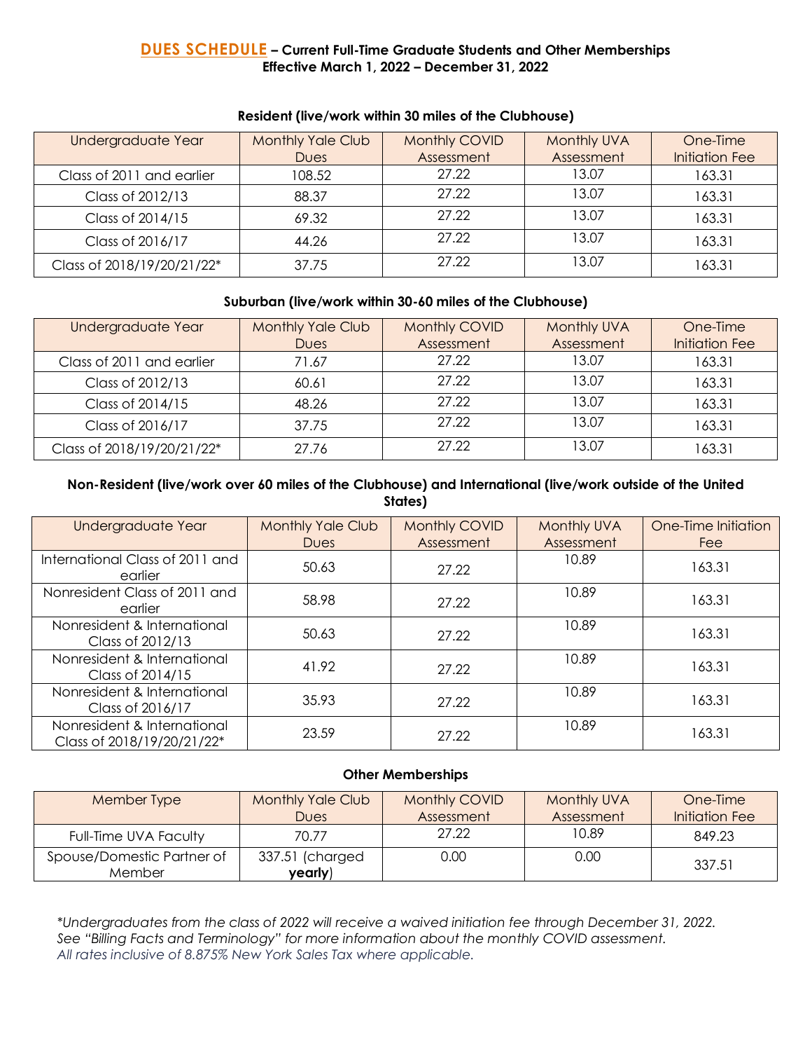## DUES SCHEDULE – Current Full-Time Graduate Students and Other Memberships
**Effective March 1, 2022 – December 31, 2022**

### Resident (live/work within 30 miles of the Clubhouse)

| Undergraduate Year | Monthly Yale Club Dues | Monthly COVID Assessment | Monthly UVA Assessment | One-Time Initiation Fee |
|---|---|---|---|---|
| Class of 2011 and earlier | 108.52 | 27.22 | 13.07 | 163.31 |
| Class of 2012/13 | 88.37 | 27.22 | 13.07 | 163.31 |
| Class of 2014/15 | 69.32 | 27.22 | 13.07 | 163.31 |
| Class of 2016/17 | 44.26 | 27.22 | 13.07 | 163.31 |
| Class of 2018/19/20/21/22* | 37.75 | 27.22 | 13.07 | 163.31 |

### Suburban (live/work within 30-60 miles of the Clubhouse)

| Undergraduate Year | Monthly Yale Club Dues | Monthly COVID Assessment | Monthly UVA Assessment | One-Time Initiation Fee |
|---|---|---|---|---|
| Class of 2011 and earlier | 71.67 | 27.22 | 13.07 | 163.31 |
| Class of 2012/13 | 60.61 | 27.22 | 13.07 | 163.31 |
| Class of 2014/15 | 48.26 | 27.22 | 13.07 | 163.31 |
| Class of 2016/17 | 37.75 | 27.22 | 13.07 | 163.31 |
| Class of 2018/19/20/21/22* | 27.76 | 27.22 | 13.07 | 163.31 |

### Non-Resident (live/work over 60 miles of the Clubhouse) and International (live/work outside of the United States)

| Undergraduate Year | Monthly Yale Club Dues | Monthly COVID Assessment | Monthly UVA Assessment | One-Time Initiation Fee |
|---|---|---|---|---|
| International Class of 2011 and earlier | 50.63 | 27.22 | 10.89 | 163.31 |
| Nonresident Class of 2011 and earlier | 58.98 | 27.22 | 10.89 | 163.31 |
| Nonresident & International Class of 2012/13 | 50.63 | 27.22 | 10.89 | 163.31 |
| Nonresident & International Class of 2014/15 | 41.92 | 27.22 | 10.89 | 163.31 |
| Nonresident & International Class of 2016/17 | 35.93 | 27.22 | 10.89 | 163.31 |
| Nonresident & International Class of 2018/19/20/21/22* | 23.59 | 27.22 | 10.89 | 163.31 |

### Other Memberships

| Member Type | Monthly Yale Club Dues | Monthly COVID Assessment | Monthly UVA Assessment | One-Time Initiation Fee |
|---|---|---|---|---|
| Full-Time UVA Faculty | 70.77 | 27.22 | 10.89 | 849.23 |
| Spouse/Domestic Partner of Member | 337.51 (charged **yearly**) | 0.00 | 0.00 | 337.51 |

*\*Undergraduates from the class of 2022 will receive a waived initiation fee through December 31, 2022.*
*See "Billing Facts and Terminology" for more information about the monthly COVID assessment.*
*All rates inclusive of 8.875% New York Sales Tax where applicable.*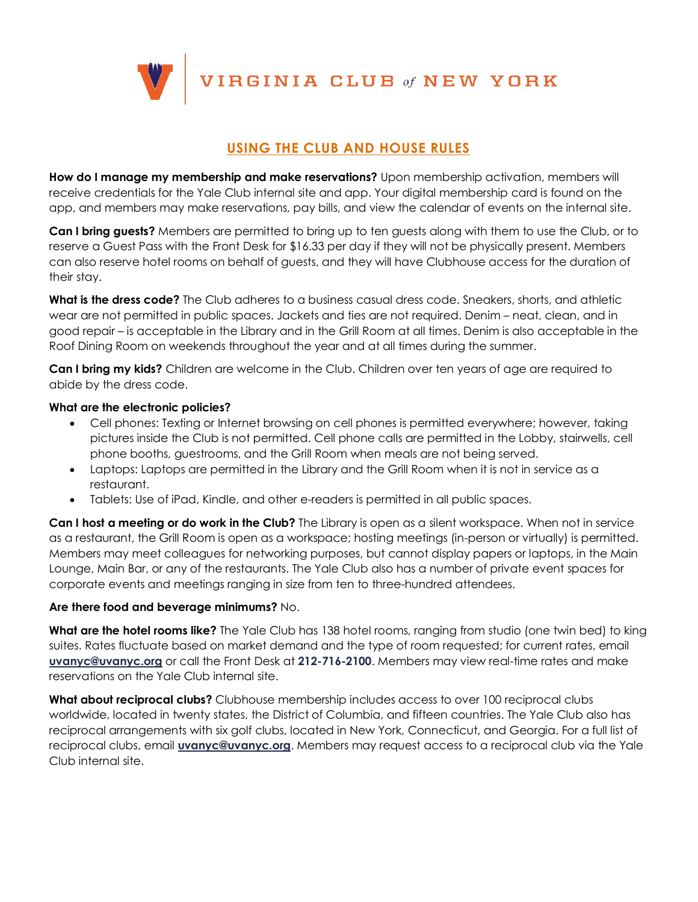# USING THE CLUB AND HOUSE RULES

**How do I manage my membership and make reservations?** Upon membership activation, members will receive credentials for the Yale Club internal site and app. Your digital membership card is found on the app, and members may make reservations, pay bills, and view the calendar of events on the internal site.

**Can I bring guests?** Members are permitted to bring up to ten guests along with them to use the Club, or to reserve a Guest Pass with the Front Desk for $16.33 per day if they will not be physically present. Members can also reserve hotel rooms on behalf of guests, and they will have Clubhouse access for the duration of their stay.

**What is the dress code?** The Club adheres to a business casual dress code. Sneakers, shorts, and athletic wear are not permitted in public spaces. Jackets and ties are not required. Denim – neat, clean, and in good repair – is acceptable in the Library and in the Grill Room at all times. Denim is also acceptable in the Roof Dining Room on weekends throughout the year and at all times during the summer.

**Can I bring my kids?** Children are welcome in the Club. Children over ten years of age are required to abide by the dress code.

**What are the electronic policies?**

- Cell phones: Texting or Internet browsing on cell phones is permitted everywhere; however, taking pictures inside the Club is not permitted. Cell phone calls are permitted in the Lobby, stairwells, cell phone booths, guestrooms, and the Grill Room when meals are not being served.
- Laptops: Laptops are permitted in the Library and the Grill Room when it is not in service as a restaurant.
- Tablets: Use of iPad, Kindle, and other e-readers is permitted in all public spaces.

**Can I host a meeting or do work in the Club?** The Library is open as a silent workspace. When not in service as a restaurant, the Grill Room is open as a workspace; hosting meetings (in-person or virtually) is permitted. Members may meet colleagues for networking purposes, but cannot display papers or laptops, in the Main Lounge, Main Bar, or any of the restaurants. The Yale Club also has a number of private event spaces for corporate events and meetings ranging in size from ten to three-hundred attendees.

**Are there food and beverage minimums?** No.

**What are the hotel rooms like?** The Yale Club has 138 hotel rooms, ranging from studio (one twin bed) to king suites. Rates fluctuate based on market demand and the type of room requested; for current rates, email **uvanyc@uvanyc.org** or call the Front Desk at **212-716-2100**. Members may view real-time rates and make reservations on the Yale Club internal site.

**What about reciprocal clubs?** Clubhouse membership includes access to over 100 reciprocal clubs worldwide, located in twenty states, the District of Columbia, and fifteen countries. The Yale Club also has reciprocal arrangements with six golf clubs, located in New York, Connecticut, and Georgia. For a full list of reciprocal clubs, email **uvanyc@uvanyc.org**. Members may request access to a reciprocal club via the Yale Club internal site.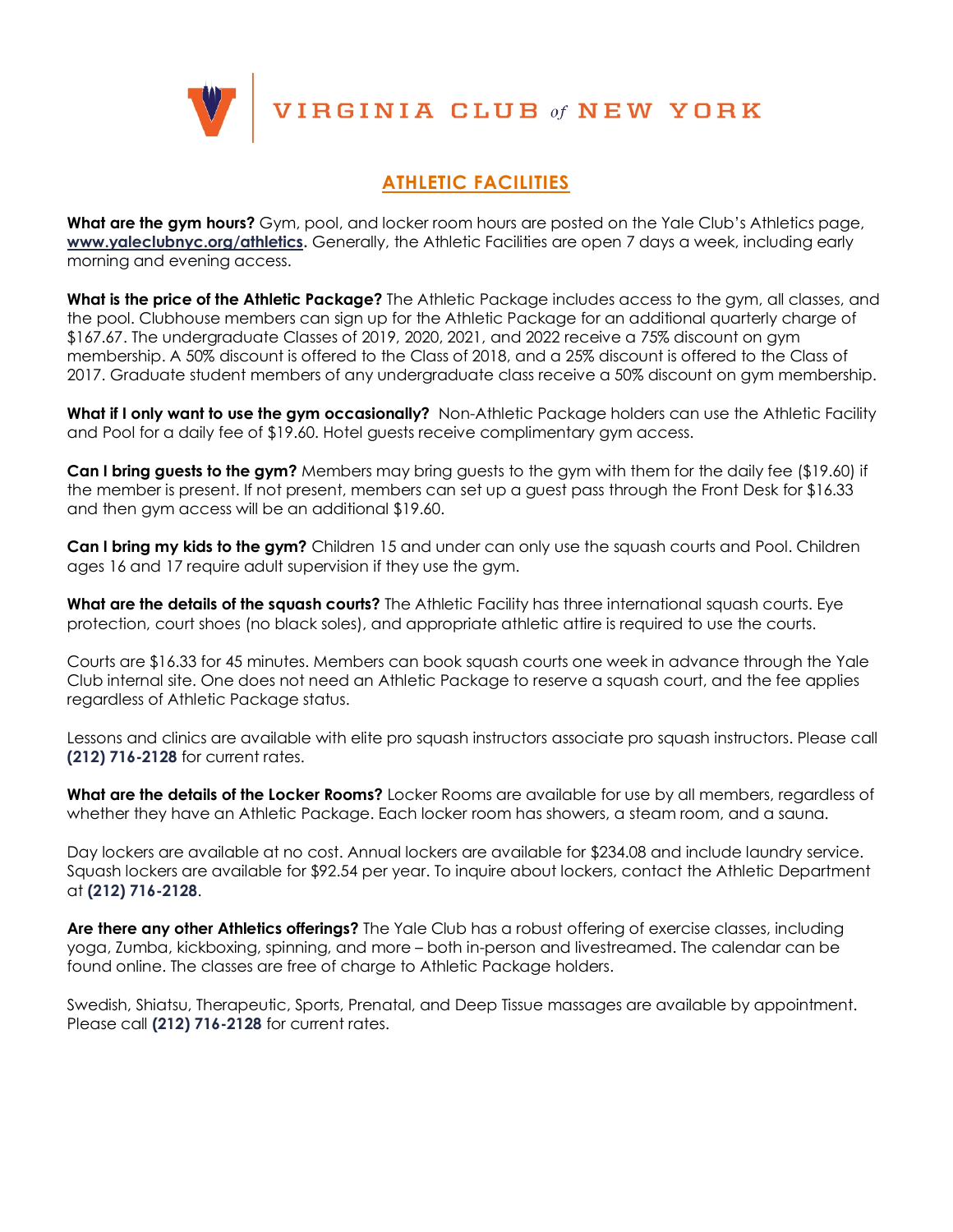VIRGINIA CLUB of NEW YORK

## ATHLETIC FACILITIES

**What are the gym hours?** Gym, pool, and locker room hours are posted on the Yale Club's Athletics page, **www.yaleclubnyc.org/athletics.** Generally, the Athletic Facilities are open 7 days a week, including early morning and evening access.

**What is the price of the Athletic Package?** The Athletic Package includes access to the gym, all classes, and the pool. Clubhouse members can sign up for the Athletic Package for an additional quarterly charge of $167.67. The undergraduate Classes of 2019, 2020, 2021, and 2022 receive a 75% discount on gym membership. A 50% discount is offered to the Class of 2018, and a 25% discount is offered to the Class of 2017. Graduate student members of any undergraduate class receive a 50% discount on gym membership.

**What if I only want to use the gym occasionally?** Non-Athletic Package holders can use the Athletic Facility and Pool for a daily fee of $19.60. Hotel guests receive complimentary gym access.

**Can I bring guests to the gym?** Members may bring guests to the gym with them for the daily fee ($19.60) if the member is present. If not present, members can set up a guest pass through the Front Desk for $16.33 and then gym access will be an additional $19.60.

**Can I bring my kids to the gym?** Children 15 and under can only use the squash courts and Pool. Children ages 16 and 17 require adult supervision if they use the gym.

**What are the details of the squash courts?** The Athletic Facility has three international squash courts. Eye protection, court shoes (no black soles), and appropriate athletic attire is required to use the courts.

Courts are $16.33 for 45 minutes. Members can book squash courts one week in advance through the Yale Club internal site. One does not need an Athletic Package to reserve a squash court, and the fee applies regardless of Athletic Package status.

Lessons and clinics are available with elite pro squash instructors associate pro squash instructors. Please call **(212) 716-2128** for current rates.

**What are the details of the Locker Rooms?** Locker Rooms are available for use by all members, regardless of whether they have an Athletic Package. Each locker room has showers, a steam room, and a sauna.

Day lockers are available at no cost. Annual lockers are available for $234.08 and include laundry service. Squash lockers are available for $92.54 per year. To inquire about lockers, contact the Athletic Department at **(212) 716-2128**.

**Are there any other Athletics offerings?** The Yale Club has a robust offering of exercise classes, including yoga, Zumba, kickboxing, spinning, and more – both in-person and livestreamed. The calendar can be found online. The classes are free of charge to Athletic Package holders.

Swedish, Shiatsu, Therapeutic, Sports, Prenatal, and Deep Tissue massages are available by appointment. Please call **(212) 716-2128** for current rates.